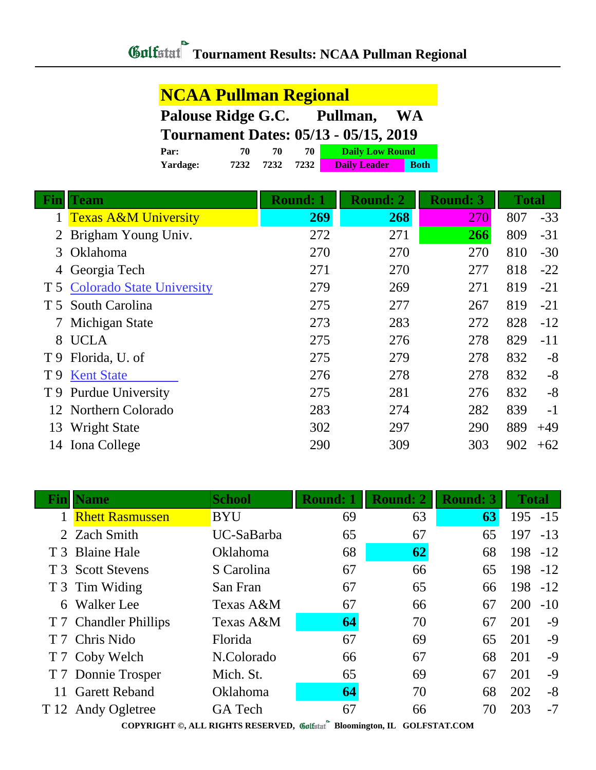# Golfstat Tournament Results: NCAA Pullman Regional

## NCAA Pullman Regional

**Palouse Ridge G.C. Pullman, WA**

**Tournament Dates: 05/13 - 05/15, 2019**

| | | | | |
|---|---|---|---|---|
| **Par:** | 70 | 70 | 70 | Daily Low Round |
| **Yardage:** | 7232 | 7232 | 7232 | Daily Leader / Both |

| Fin | Team | Round: 1 | Round: 2 | Round: 3 | Total | |
|---|---|---|---|---|---|---|
| 1 | Texas A&M University | **269** | **268** | 270 | 807 | -33 |
| 2 | Brigham Young Univ. | 272 | 271 | **266** | 809 | -31 |
| 3 | Oklahoma | 270 | 270 | 270 | 810 | -30 |
| 4 | Georgia Tech | 271 | 270 | 277 | 818 | -22 |
| T 5 | Colorado State University | 279 | 269 | 271 | 819 | -21 |
| T 5 | South Carolina | 275 | 277 | 267 | 819 | -21 |
| 7 | Michigan State | 273 | 283 | 272 | 828 | -12 |
| 8 | UCLA | 275 | 276 | 278 | 829 | -11 |
| T 9 | Florida, U. of | 275 | 279 | 278 | 832 | -8 |
| T 9 | Kent State | 276 | 278 | 278 | 832 | -8 |
| T 9 | Purdue University | 275 | 281 | 276 | 832 | -8 |
| 12 | Northern Colorado | 283 | 274 | 282 | 839 | -1 |
| 13 | Wright State | 302 | 297 | 290 | 889 | +49 |
| 14 | Iona College | 290 | 309 | 303 | 902 | +62 |

| Fin | Name | School | Round: 1 | Round: 2 | Round: 3 | Total | |
|---|---|---|---|---|---|---|---|
| 1 | Rhett Rasmussen | BYU | 69 | 63 | **63** | 195 | -15 |
| 2 | Zach Smith | UC-SaBarba | 65 | 67 | 65 | 197 | -13 |
| T 3 | Blaine Hale | Oklahoma | 68 | **62** | 68 | 198 | -12 |
| T 3 | Scott Stevens | S Carolina | 67 | 66 | 65 | 198 | -12 |
| T 3 | Tim Widing | San Fran | 67 | 65 | 66 | 198 | -12 |
| 6 | Walker Lee | Texas A&M | 67 | 66 | 67 | 200 | -10 |
| T 7 | Chandler Phillips | Texas A&M | **64** | 70 | 67 | 201 | -9 |
| T 7 | Chris Nido | Florida | 67 | 69 | 65 | 201 | -9 |
| T 7 | Coby Welch | N.Colorado | 66 | 67 | 68 | 201 | -9 |
| T 7 | Donnie Trosper | Mich. St. | 65 | 69 | 67 | 201 | -9 |
| 11 | Garett Reband | Oklahoma | **64** | 70 | 68 | 202 | -8 |
| T 12 | Andy Ogletree | GA Tech | 67 | 66 | 70 | 203 | -7 |

COPYRIGHT ©, ALL RIGHTS RESERVED, Golfstat Bloomington, IL GOLFSTAT.COM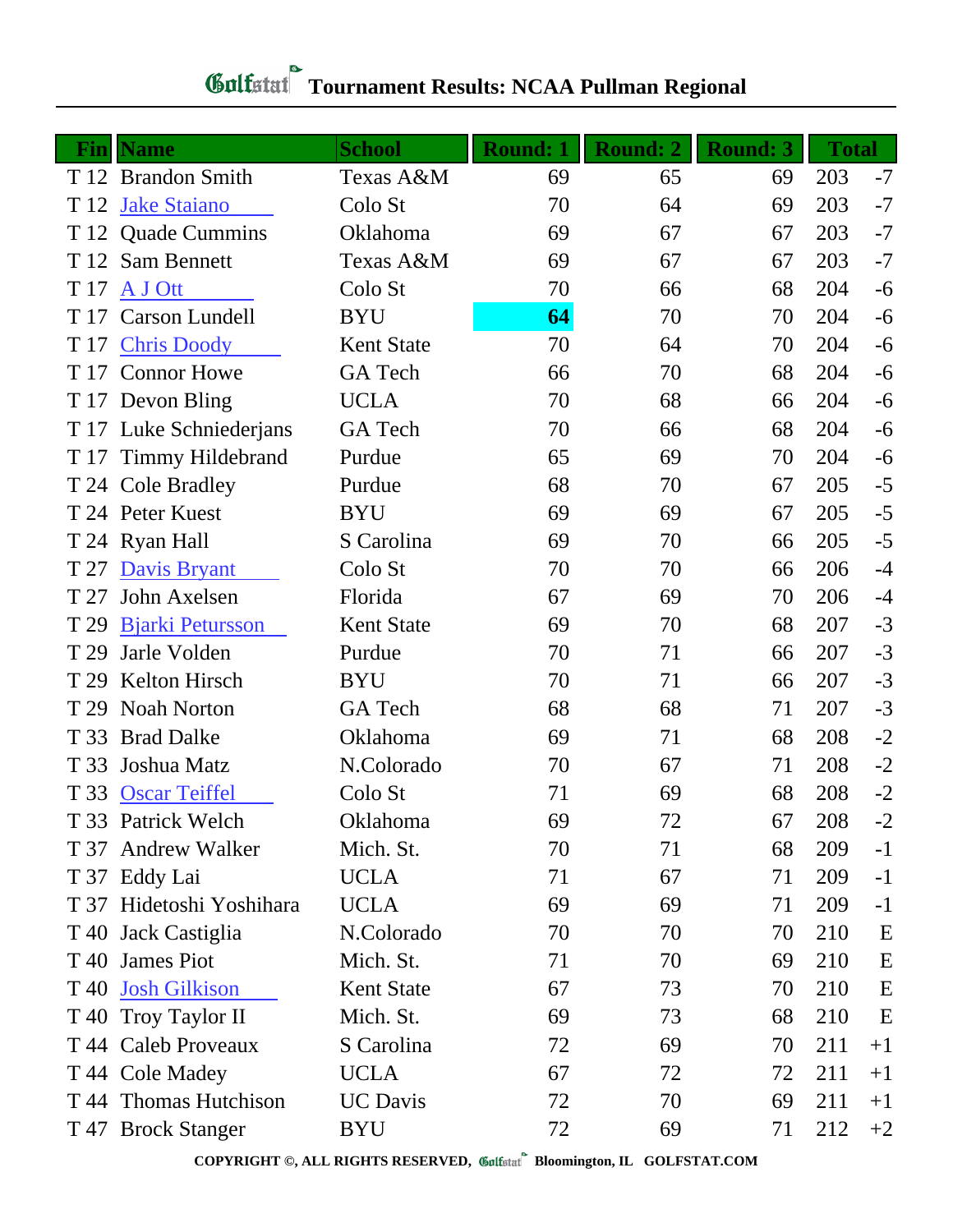# Golfstat Tournament Results: NCAA Pullman Regional

| Fin | Name | School | Round: 1 | Round: 2 | Round: 3 | Total | |
|---|---|---|---|---|---|---|---|
| T 12 | Brandon Smith | Texas A&M | 69 | 65 | 69 | 203 | -7 |
| T 12 | Jake Staiano | Colo St | 70 | 64 | 69 | 203 | -7 |
| T 12 | Quade Cummins | Oklahoma | 69 | 67 | 67 | 203 | -7 |
| T 12 | Sam Bennett | Texas A&M | 69 | 67 | 67 | 203 | -7 |
| T 17 | A J Ott | Colo St | 70 | 66 | 68 | 204 | -6 |
| T 17 | Carson Lundell | BYU | **64** | 70 | 70 | 204 | -6 |
| T 17 | Chris Doody | Kent State | 70 | 64 | 70 | 204 | -6 |
| T 17 | Connor Howe | GA Tech | 66 | 70 | 68 | 204 | -6 |
| T 17 | Devon Bling | UCLA | 70 | 68 | 66 | 204 | -6 |
| T 17 | Luke Schniederjans | GA Tech | 70 | 66 | 68 | 204 | -6 |
| T 17 | Timmy Hildebrand | Purdue | 65 | 69 | 70 | 204 | -6 |
| T 24 | Cole Bradley | Purdue | 68 | 70 | 67 | 205 | -5 |
| T 24 | Peter Kuest | BYU | 69 | 69 | 67 | 205 | -5 |
| T 24 | Ryan Hall | S Carolina | 69 | 70 | 66 | 205 | -5 |
| T 27 | Davis Bryant | Colo St | 70 | 70 | 66 | 206 | -4 |
| T 27 | John Axelsen | Florida | 67 | 69 | 70 | 206 | -4 |
| T 29 | Bjarki Petursson | Kent State | 69 | 70 | 68 | 207 | -3 |
| T 29 | Jarle Volden | Purdue | 70 | 71 | 66 | 207 | -3 |
| T 29 | Kelton Hirsch | BYU | 70 | 71 | 66 | 207 | -3 |
| T 29 | Noah Norton | GA Tech | 68 | 68 | 71 | 207 | -3 |
| T 33 | Brad Dalke | Oklahoma | 69 | 71 | 68 | 208 | -2 |
| T 33 | Joshua Matz | N.Colorado | 70 | 67 | 71 | 208 | -2 |
| T 33 | Oscar Teiffel | Colo St | 71 | 69 | 68 | 208 | -2 |
| T 33 | Patrick Welch | Oklahoma | 69 | 72 | 67 | 208 | -2 |
| T 37 | Andrew Walker | Mich. St. | 70 | 71 | 68 | 209 | -1 |
| T 37 | Eddy Lai | UCLA | 71 | 67 | 71 | 209 | -1 |
| T 37 | Hidetoshi Yoshihara | UCLA | 69 | 69 | 71 | 209 | -1 |
| T 40 | Jack Castiglia | N.Colorado | 70 | 70 | 70 | 210 | E |
| T 40 | James Piot | Mich. St. | 71 | 70 | 69 | 210 | E |
| T 40 | Josh Gilkison | Kent State | 67 | 73 | 70 | 210 | E |
| T 40 | Troy Taylor II | Mich. St. | 69 | 73 | 68 | 210 | E |
| T 44 | Caleb Proveaux | S Carolina | 72 | 69 | 70 | 211 | +1 |
| T 44 | Cole Madey | UCLA | 67 | 72 | 72 | 211 | +1 |
| T 44 | Thomas Hutchison | UC Davis | 72 | 70 | 69 | 211 | +1 |
| T 47 | Brock Stanger | BYU | 72 | 69 | 71 | 212 | +2 |

**COPYRIGHT ©, ALL RIGHTS RESERVED, Golfstat Bloomington, IL GOLFSTAT.COM**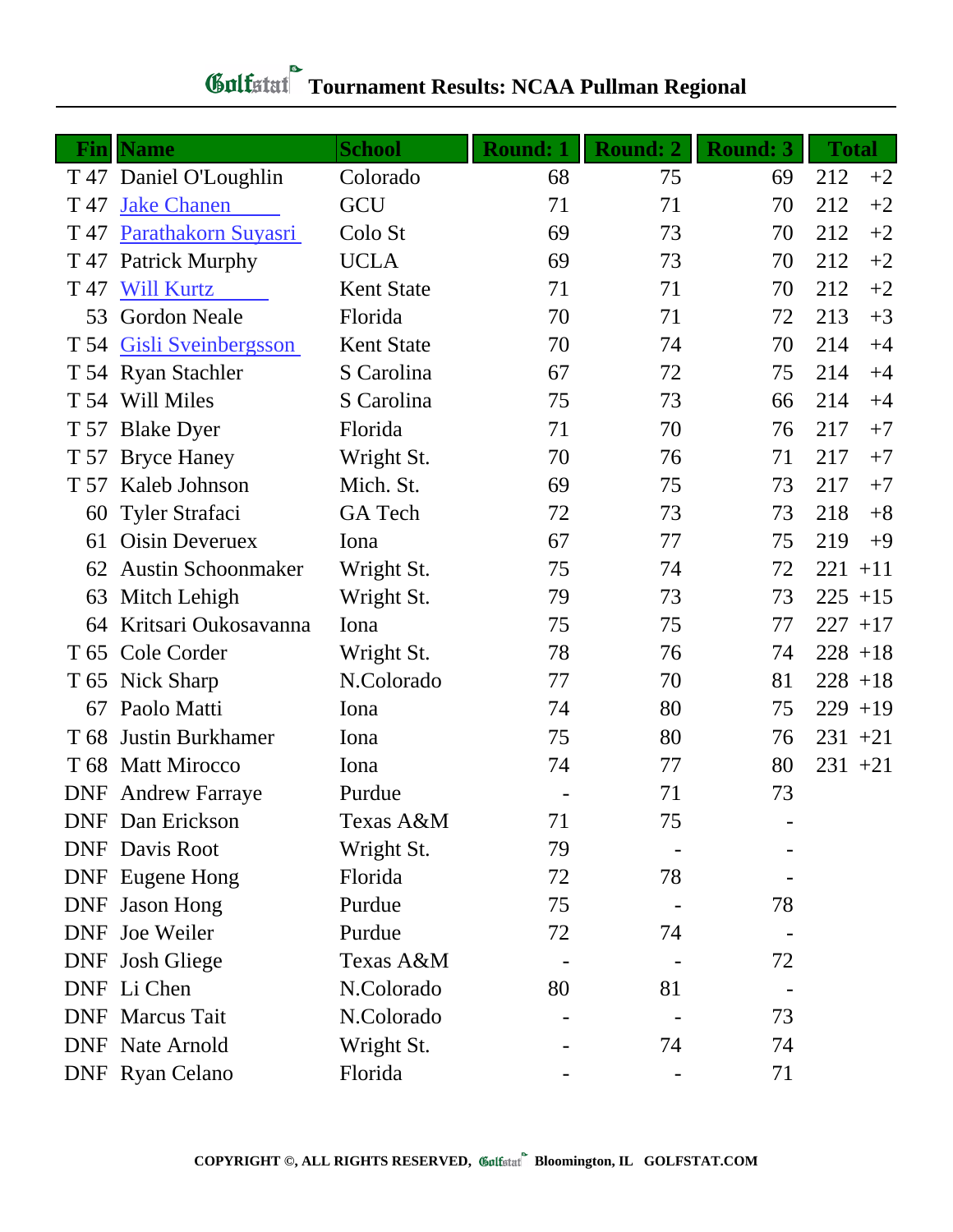# Golfstat Tournament Results: NCAA Pullman Regional

| Fin | Name | School | Round: 1 | Round: 2 | Round: 3 | Total | |
|---|---|---|---|---|---|---|---|
| T 47 | Daniel O'Loughlin | Colorado | 68 | 75 | 69 | 212 | +2 |
| T 47 | Jake Chanen | GCU | 71 | 71 | 70 | 212 | +2 |
| T 47 | Parathakorn Suyasri | Colo St | 69 | 73 | 70 | 212 | +2 |
| T 47 | Patrick Murphy | UCLA | 69 | 73 | 70 | 212 | +2 |
| T 47 | Will Kurtz | Kent State | 71 | 71 | 70 | 212 | +2 |
| 53 | Gordon Neale | Florida | 70 | 71 | 72 | 213 | +3 |
| T 54 | Gisli Sveinbergsson | Kent State | 70 | 74 | 70 | 214 | +4 |
| T 54 | Ryan Stachler | S Carolina | 67 | 72 | 75 | 214 | +4 |
| T 54 | Will Miles | S Carolina | 75 | 73 | 66 | 214 | +4 |
| T 57 | Blake Dyer | Florida | 71 | 70 | 76 | 217 | +7 |
| T 57 | Bryce Haney | Wright St. | 70 | 76 | 71 | 217 | +7 |
| T 57 | Kaleb Johnson | Mich. St. | 69 | 75 | 73 | 217 | +7 |
| 60 | Tyler Strafaci | GA Tech | 72 | 73 | 73 | 218 | +8 |
| 61 | Oisin Deverux | Iona | 67 | 77 | 75 | 219 | +9 |
| 62 | Austin Schoonmaker | Wright St. | 75 | 74 | 72 | 221 | +11 |
| 63 | Mitch Lehigh | Wright St. | 79 | 73 | 73 | 225 | +15 |
| 64 | Kritsari Oukosavanna | Iona | 75 | 75 | 77 | 227 | +17 |
| T 65 | Cole Corder | Wright St. | 78 | 76 | 74 | 228 | +18 |
| T 65 | Nick Sharp | N.Colorado | 77 | 70 | 81 | 228 | +18 |
| 67 | Paolo Matti | Iona | 74 | 80 | 75 | 229 | +19 |
| T 68 | Justin Burkhamer | Iona | 75 | 80 | 76 | 231 | +21 |
| T 68 | Matt Mirocco | Iona | 74 | 77 | 80 | 231 | +21 |
| DNF | Andrew Farraye | Purdue | - | 71 | 73 | | |
| DNF | Dan Erickson | Texas A&M | 71 | 75 | - | | |
| DNF | Davis Root | Wright St. | 79 | - | - | | |
| DNF | Eugene Hong | Florida | 72 | 78 | - | | |
| DNF | Jason Hong | Purdue | 75 | - | 78 | | |
| DNF | Joe Weiler | Purdue | 72 | 74 | - | | |
| DNF | Josh Gliege | Texas A&M | - | - | 72 | | |
| DNF | Li Chen | N.Colorado | 80 | 81 | - | | |
| DNF | Marcus Tait | N.Colorado | - | - | 73 | | |
| DNF | Nate Arnold | Wright St. | - | 74 | 74 | | |
| DNF | Ryan Celano | Florida | - | - | 71 | | |

COPYRIGHT ©, ALL RIGHTS RESERVED, Golfstat Bloomington, IL GOLFSTAT.COM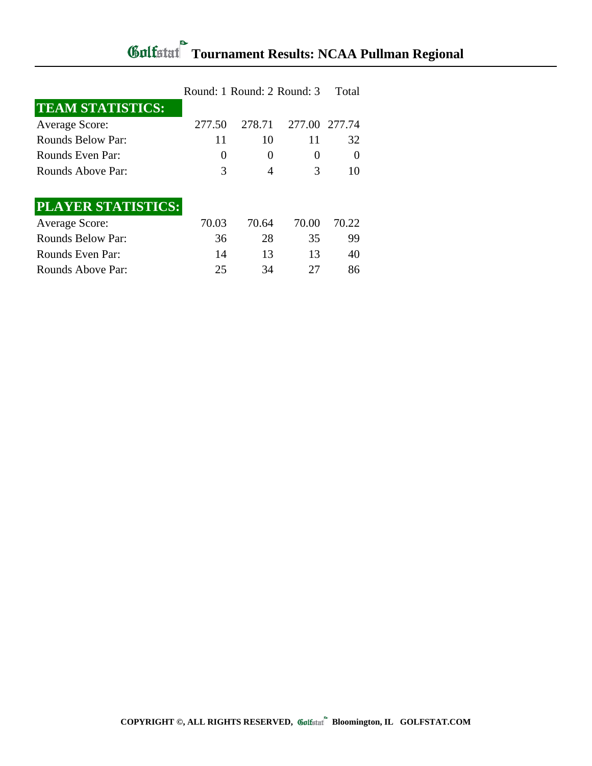# Golfstat Tournament Results: NCAA Pullman Regional

| | Round: 1 | Round: 2 | Round: 3 | Total |
|---|---|---|---|---|
| **TEAM STATISTICS:** | | | | |
| Average Score: | 277.50 | 278.71 | 277.00 | 277.74 |
| Rounds Below Par: | 11 | 10 | 11 | 32 |
| Rounds Even Par: | 0 | 0 | 0 | 0 |
| Rounds Above Par: | 3 | 4 | 3 | 10 |
| **PLAYER STATISTICS:** | | | | |
| Average Score: | 70.03 | 70.64 | 70.00 | 70.22 |
| Rounds Below Par: | 36 | 28 | 35 | 99 |
| Rounds Even Par: | 14 | 13 | 13 | 40 |
| Rounds Above Par: | 25 | 34 | 27 | 86 |

**COPYRIGHT ©, ALL RIGHTS RESERVED, Golfstat Bloomington, IL GOLFSTAT.COM**